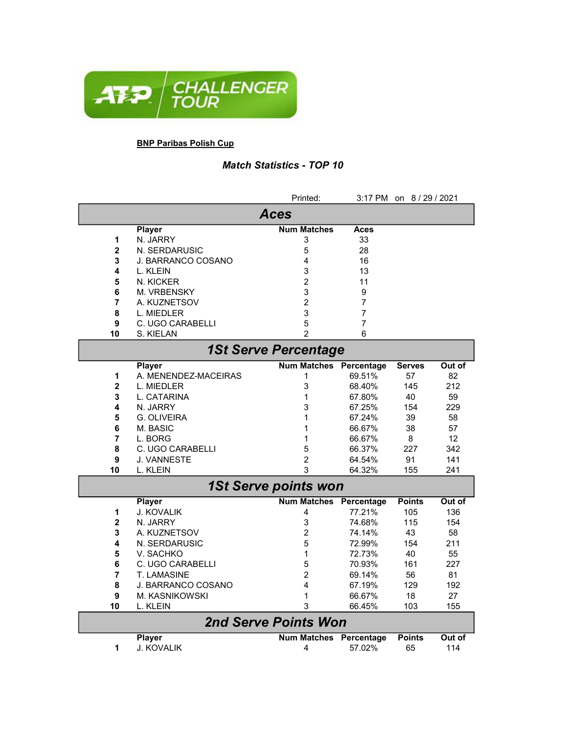**BNP Paribas Polish Cup**

### *Match Statistics - TOP 10*

Printed: 3:17 PM on 8 / 29 / 2021

## *Aces*

| | Player | Num Matches | Aces |
|---|---|---|---|
| 1 | N. JARRY | 3 | 33 |
| 2 | N. SERDARUSIC | 5 | 28 |
| 3 | J. BARRANCO COSANO | 4 | 16 |
| 4 | L. KLEIN | 3 | 13 |
| 5 | N. KICKER | 2 | 11 |
| 6 | M. VRBENSKY | 3 | 9 |
| 7 | A. KUZNETSOV | 2 | 7 |
| 8 | L. MIEDLER | 3 | 7 |
| 9 | C. UGO CARABELLI | 5 | 7 |
| 10 | S. KIELAN | 2 | 6 |

## *1St Serve Percentage*

| | Player | Num Matches | Percentage | Serves | Out of |
|---|---|---|---|---|---|
| 1 | A. MENENDEZ-MACEIRAS | 1 | 69.51% | 57 | 82 |
| 2 | L. MIEDLER | 3 | 68.40% | 145 | 212 |
| 3 | L. CATARINA | 1 | 67.80% | 40 | 59 |
| 4 | N. JARRY | 3 | 67.25% | 154 | 229 |
| 5 | G. OLIVEIRA | 1 | 67.24% | 39 | 58 |
| 6 | M. BASIC | 1 | 66.67% | 38 | 57 |
| 7 | L. BORG | 1 | 66.67% | 8 | 12 |
| 8 | C. UGO CARABELLI | 5 | 66.37% | 227 | 342 |
| 9 | J. VANNESTE | 2 | 64.54% | 91 | 141 |
| 10 | L. KLEIN | 3 | 64.32% | 155 | 241 |

## *1St Serve points won*

| | Player | Num Matches | Percentage | Points | Out of |
|---|---|---|---|---|---|
| 1 | J. KOVALIK | 4 | 77.21% | 105 | 136 |
| 2 | N. JARRY | 3 | 74.68% | 115 | 154 |
| 3 | A. KUZNETSOV | 2 | 74.14% | 43 | 58 |
| 4 | N. SERDARUSIC | 5 | 72.99% | 154 | 211 |
| 5 | V. SACHKO | 1 | 72.73% | 40 | 55 |
| 6 | C. UGO CARABELLI | 5 | 70.93% | 161 | 227 |
| 7 | T. LAMASINE | 2 | 69.14% | 56 | 81 |
| 8 | J. BARRANCO COSANO | 4 | 67.19% | 129 | 192 |
| 9 | M. KASNIKOWSKI | 1 | 66.67% | 18 | 27 |
| 10 | L. KLEIN | 3 | 66.45% | 103 | 155 |

## *2nd Serve Points Won*

| | Player | Num Matches | Percentage | Points | Out of |
|---|---|---|---|---|---|
| 1 | J. KOVALIK | 4 | 57.02% | 65 | 114 |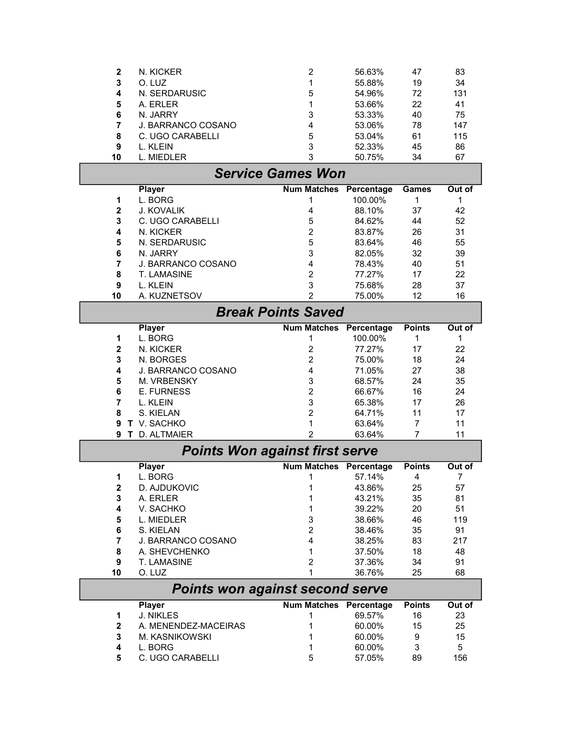|  | Player | Num Matches | Percentage | Points | Out of |
|---|---|---|---|---|---|
| 2 | N. KICKER | 2 | 56.63% | 47 | 83 |
| 3 | O. LUZ | 1 | 55.88% | 19 | 34 |
| 4 | N. SERDARUSIC | 5 | 54.96% | 72 | 131 |
| 5 | A. ERLER | 1 | 53.66% | 22 | 41 |
| 6 | N. JARRY | 3 | 53.33% | 40 | 75 |
| 7 | J. BARRANCO COSANO | 4 | 53.06% | 78 | 147 |
| 8 | C. UGO CARABELLI | 5 | 53.04% | 61 | 115 |
| 9 | L. KLEIN | 3 | 52.33% | 45 | 86 |
| 10 | L. MIEDLER | 3 | 50.75% | 34 | 67 |

## *Service Games Won*

|  | Player | Num Matches | Percentage | Games | Out of |
|---|---|---|---|---|---|
| 1 | L. BORG | 1 | 100.00% | 1 | 1 |
| 2 | J. KOVALIK | 4 | 88.10% | 37 | 42 |
| 3 | C. UGO CARABELLI | 5 | 84.62% | 44 | 52 |
| 4 | N. KICKER | 2 | 83.87% | 26 | 31 |
| 5 | N. SERDARUSIC | 5 | 83.64% | 46 | 55 |
| 6 | N. JARRY | 3 | 82.05% | 32 | 39 |
| 7 | J. BARRANCO COSANO | 4 | 78.43% | 40 | 51 |
| 8 | T. LAMASINE | 2 | 77.27% | 17 | 22 |
| 9 | L. KLEIN | 3 | 75.68% | 28 | 37 |
| 10 | A. KUZNETSOV | 2 | 75.00% | 12 | 16 |

## *Break Points Saved*

|  | Player | Num Matches | Percentage | Points | Out of |
|---|---|---|---|---|---|
| 1 | L. BORG | 1 | 100.00% | 1 | 1 |
| 2 | N. KICKER | 2 | 77.27% | 17 | 22 |
| 3 | N. BORGES | 2 | 75.00% | 18 | 24 |
| 4 | J. BARRANCO COSANO | 4 | 71.05% | 27 | 38 |
| 5 | M. VRBENSKY | 3 | 68.57% | 24 | 35 |
| 6 | E. FURNESS | 2 | 66.67% | 16 | 24 |
| 7 | L. KLEIN | 3 | 65.38% | 17 | 26 |
| 8 | S. KIELAN | 2 | 64.71% | 11 | 17 |
| 9 T | V. SACHKO | 1 | 63.64% | 7 | 11 |
| 9 T | D. ALTMAIER | 2 | 63.64% | 7 | 11 |

## *Points Won against first serve*

|  | Player | Num Matches | Percentage | Points | Out of |
|---|---|---|---|---|---|
| 1 | L. BORG | 1 | 57.14% | 4 | 7 |
| 2 | D. AJDUKOVIC | 1 | 43.86% | 25 | 57 |
| 3 | A. ERLER | 1 | 43.21% | 35 | 81 |
| 4 | V. SACHKO | 1 | 39.22% | 20 | 51 |
| 5 | L. MIEDLER | 3 | 38.66% | 46 | 119 |
| 6 | S. KIELAN | 2 | 38.46% | 35 | 91 |
| 7 | J. BARRANCO COSANO | 4 | 38.25% | 83 | 217 |
| 8 | A. SHEVCHENKO | 1 | 37.50% | 18 | 48 |
| 9 | T. LAMASINE | 2 | 37.36% | 34 | 91 |
| 10 | O. LUZ | 1 | 36.76% | 25 | 68 |

## *Points won against second serve*

|  | Player | Num Matches | Percentage | Points | Out of |
|---|---|---|---|---|---|
| 1 | J. NIKLES | 1 | 69.57% | 16 | 23 |
| 2 | A. MENENDEZ-MACEIRAS | 1 | 60.00% | 15 | 25 |
| 3 | M. KASNIKOWSKI | 1 | 60.00% | 9 | 15 |
| 4 | L. BORG | 1 | 60.00% | 3 | 5 |
| 5 | C. UGO CARABELLI | 5 | 57.05% | 89 | 156 |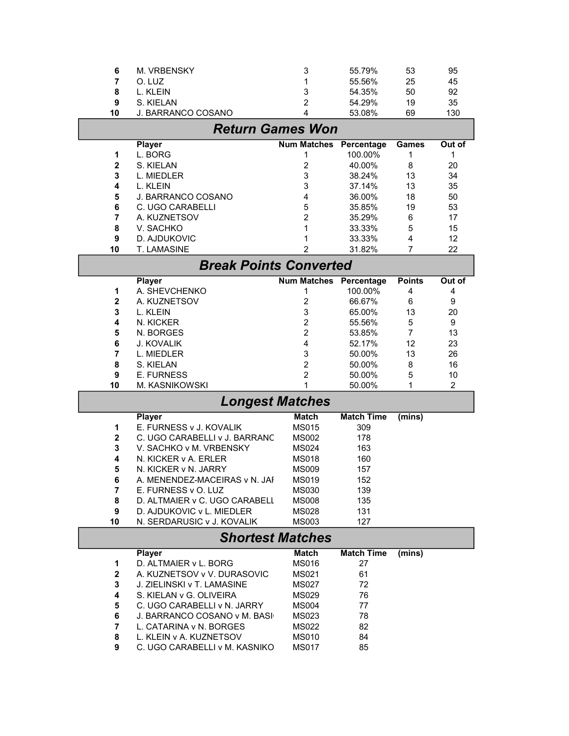| | | | | | |
|---|---|---|---|---|---|
| 6 | M. VRBENSKY | 3 | 55.79% | 53 | 95 |
| 7 | O. LUZ | 1 | 55.56% | 25 | 45 |
| 8 | L. KLEIN | 3 | 54.35% | 50 | 92 |
| 9 | S. KIELAN | 2 | 54.29% | 19 | 35 |
| 10 | J. BARRANCO COSANO | 4 | 53.08% | 69 | 130 |

## *Return Games Won*

| | Player | Num Matches | Percentage | Games | Out of |
|---|---|---|---|---|---|
| 1 | L. BORG | 1 | 100.00% | 1 | 1 |
| 2 | S. KIELAN | 2 | 40.00% | 8 | 20 |
| 3 | L. MIEDLER | 3 | 38.24% | 13 | 34 |
| 4 | L. KLEIN | 3 | 37.14% | 13 | 35 |
| 5 | J. BARRANCO COSANO | 4 | 36.00% | 18 | 50 |
| 6 | C. UGO CARABELLI | 5 | 35.85% | 19 | 53 |
| 7 | A. KUZNETSOV | 2 | 35.29% | 6 | 17 |
| 8 | V. SACHKO | 1 | 33.33% | 5 | 15 |
| 9 | D. AJDUKOVIC | 1 | 33.33% | 4 | 12 |
| 10 | T. LAMASINE | 2 | 31.82% | 7 | 22 |

## *Break Points Converted*

| | Player | Num Matches | Percentage | Points | Out of |
|---|---|---|---|---|---|
| 1 | A. SHEVCHENKO | 1 | 100.00% | 4 | 4 |
| 2 | A. KUZNETSOV | 2 | 66.67% | 6 | 9 |
| 3 | L. KLEIN | 3 | 65.00% | 13 | 20 |
| 4 | N. KICKER | 2 | 55.56% | 5 | 9 |
| 5 | N. BORGES | 2 | 53.85% | 7 | 13 |
| 6 | J. KOVALIK | 4 | 52.17% | 12 | 23 |
| 7 | L. MIEDLER | 3 | 50.00% | 13 | 26 |
| 8 | S. KIELAN | 2 | 50.00% | 8 | 16 |
| 9 | E. FURNESS | 2 | 50.00% | 5 | 10 |
| 10 | M. KASNIKOWSKI | 1 | 50.00% | 1 | 2 |

## *Longest Matches*

| | Player | Match | Match Time | (mins) |
|---|---|---|---|---|
| 1 | E. FURNESS v J. KOVALIK | MS015 | 309 | |
| 2 | C. UGO CARABELLI v J. BARRANC | MS002 | 178 | |
| 3 | V. SACHKO v M. VRBENSKY | MS024 | 163 | |
| 4 | N. KICKER v A. ERLER | MS018 | 160 | |
| 5 | N. KICKER v N. JARRY | MS009 | 157 | |
| 6 | A. MENENDEZ-MACEIRAS v N. JAI | MS019 | 152 | |
| 7 | E. FURNESS v O. LUZ | MS030 | 139 | |
| 8 | D. ALTMAIER v C. UGO CARABELL | MS008 | 135 | |
| 9 | D. AJDUKOVIC v L. MIEDLER | MS028 | 131 | |
| 10 | N. SERDARUSIC v J. KOVALIK | MS003 | 127 | |

## *Shortest Matches*

| | Player | Match | Match Time | (mins) |
|---|---|---|---|---|
| 1 | D. ALTMAIER v L. BORG | MS016 | 27 | |
| 2 | A. KUZNETSOV v V. DURASOVIC | MS021 | 61 | |
| 3 | J. ZIELINSKI v T. LAMASINE | MS027 | 72 | |
| 4 | S. KIELAN v G. OLIVEIRA | MS029 | 76 | |
| 5 | C. UGO CARABELLI v N. JARRY | MS004 | 77 | |
| 6 | J. BARRANCO COSANO v M. BASI | MS023 | 78 | |
| 7 | L. CATARINA v N. BORGES | MS022 | 82 | |
| 8 | L. KLEIN v A. KUZNETSOV | MS010 | 84 | |
| 9 | C. UGO CARABELLI v M. KASNIKO | MS017 | 85 | |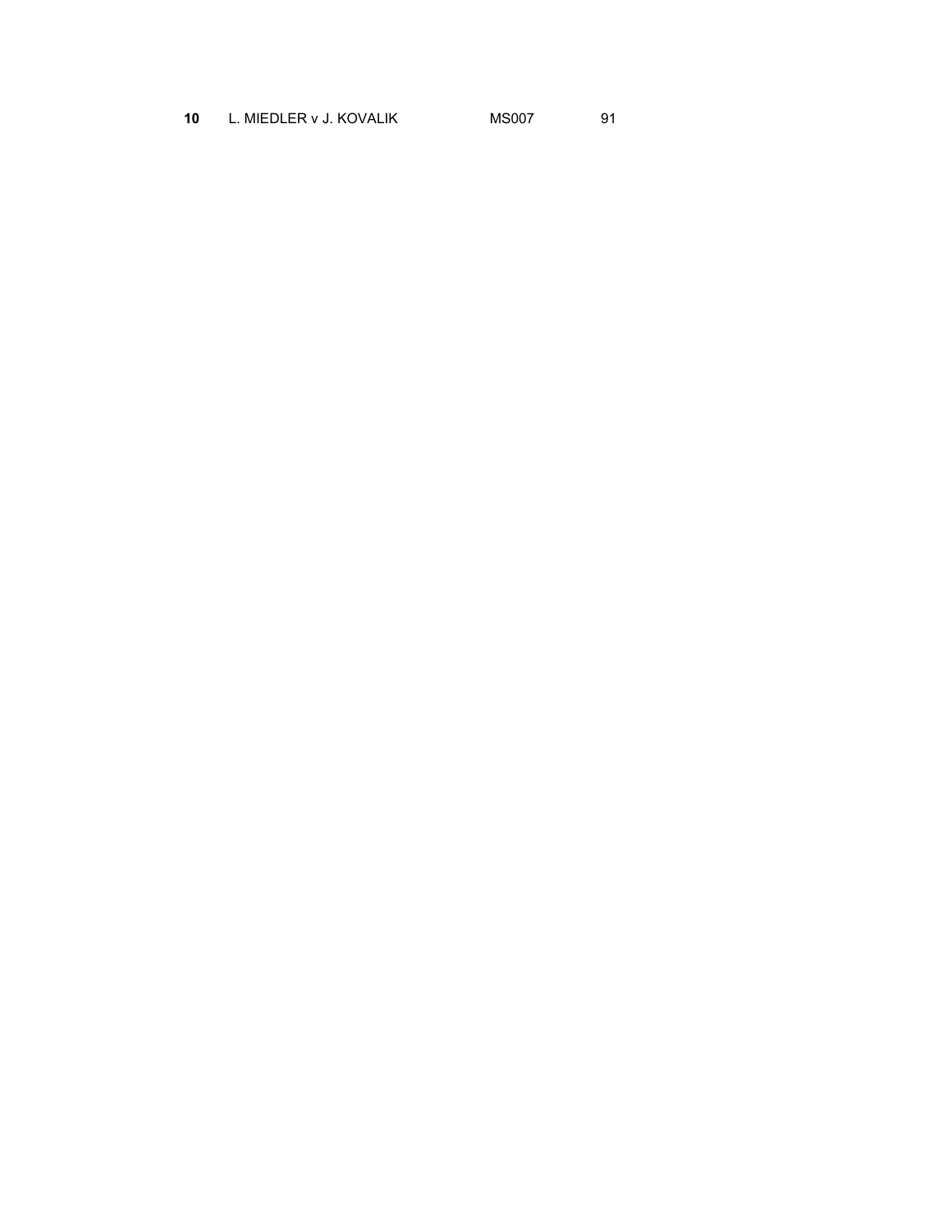| | | | |
|---|---|---|---|
| **10** | L. MIEDLER v J. KOVALIK | MS007 | 91 |